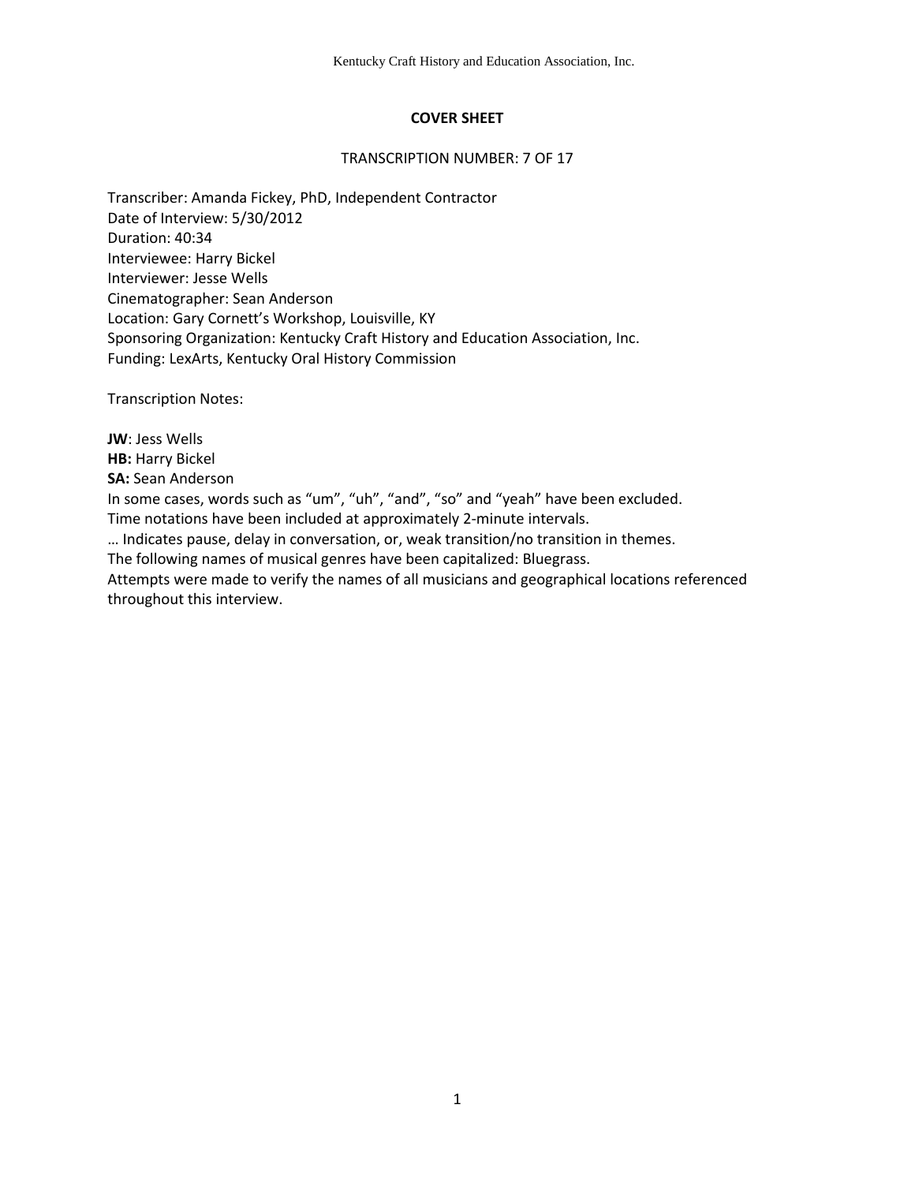## COVER SHEET

TRANSCRIPTION NUMBER: 7 OF 17

Transcriber: Amanda Fickey, PhD, Independent Contractor
Date of Interview: 5/30/2012
Duration: 40:34
Interviewee: Harry Bickel
Interviewer: Jesse Wells
Cinematographer: Sean Anderson
Location: Gary Cornett's Workshop, Louisville, KY
Sponsoring Organization: Kentucky Craft History and Education Association, Inc.
Funding: LexArts, Kentucky Oral History Commission

Transcription Notes:

**JW**: Jess Wells
**HB:** Harry Bickel
**SA:** Sean Anderson
In some cases, words such as "um", "uh", "and", "so" and "yeah" have been excluded.
Time notations have been included at approximately 2-minute intervals.
… Indicates pause, delay in conversation, or, weak transition/no transition in themes.
The following names of musical genres have been capitalized: Bluegrass.
Attempts were made to verify the names of all musicians and geographical locations referenced throughout this interview.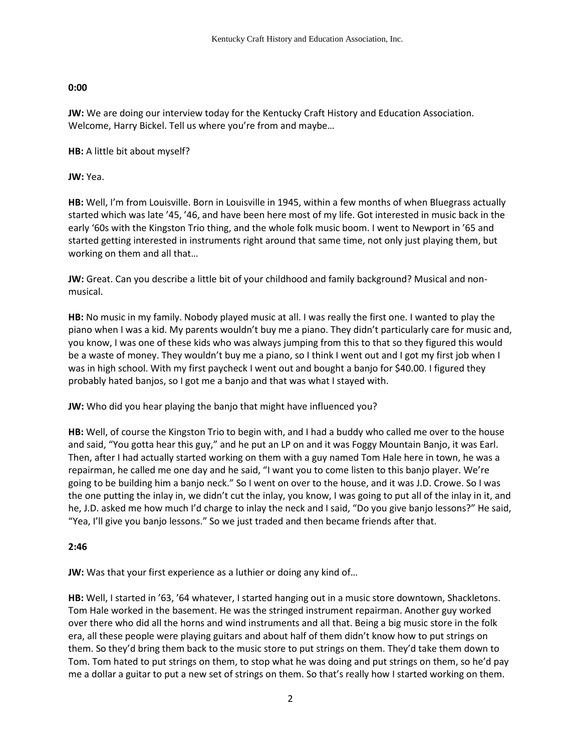**0:00**

**JW:** We are doing our interview today for the Kentucky Craft History and Education Association. Welcome, Harry Bickel. Tell us where you're from and maybe…

**HB:** A little bit about myself?

**JW:** Yea.

**HB:** Well, I'm from Louisville. Born in Louisville in 1945, within a few months of when Bluegrass actually started which was late '45, '46, and have been here most of my life. Got interested in music back in the early '60s with the Kingston Trio thing, and the whole folk music boom. I went to Newport in '65 and started getting interested in instruments right around that same time, not only just playing them, but working on them and all that…

**JW:** Great. Can you describe a little bit of your childhood and family background? Musical and non-musical.

**HB:** No music in my family. Nobody played music at all. I was really the first one. I wanted to play the piano when I was a kid. My parents wouldn't buy me a piano. They didn't particularly care for music and, you know, I was one of these kids who was always jumping from this to that so they figured this would be a waste of money. They wouldn't buy me a piano, so I think I went out and I got my first job when I was in high school. With my first paycheck I went out and bought a banjo for $40.00. I figured they probably hated banjos, so I got me a banjo and that was what I stayed with.

**JW:** Who did you hear playing the banjo that might have influenced you?

**HB:** Well, of course the Kingston Trio to begin with, and I had a buddy who called me over to the house and said, "You gotta hear this guy," and he put an LP on and it was Foggy Mountain Banjo, it was Earl. Then, after I had actually started working on them with a guy named Tom Hale here in town, he was a repairman, he called me one day and he said, "I want you to come listen to this banjo player. We're going to be building him a banjo neck." So I went on over to the house, and it was J.D. Crowe. So I was the one putting the inlay in, we didn't cut the inlay, you know, I was going to put all of the inlay in it, and he, J.D. asked me how much I'd charge to inlay the neck and I said, "Do you give banjo lessons?" He said, "Yea, I'll give you banjo lessons." So we just traded and then became friends after that.

**2:46**

**JW:** Was that your first experience as a luthier or doing any kind of…

**HB:** Well, I started in '63, '64 whatever, I started hanging out in a music store downtown, Shackletons. Tom Hale worked in the basement. He was the stringed instrument repairman. Another guy worked over there who did all the horns and wind instruments and all that. Being a big music store in the folk era, all these people were playing guitars and about half of them didn't know how to put strings on them. So they'd bring them back to the music store to put strings on them. They'd take them down to Tom. Tom hated to put strings on them, to stop what he was doing and put strings on them, so he'd pay me a dollar a guitar to put a new set of strings on them. So that's really how I started working on them.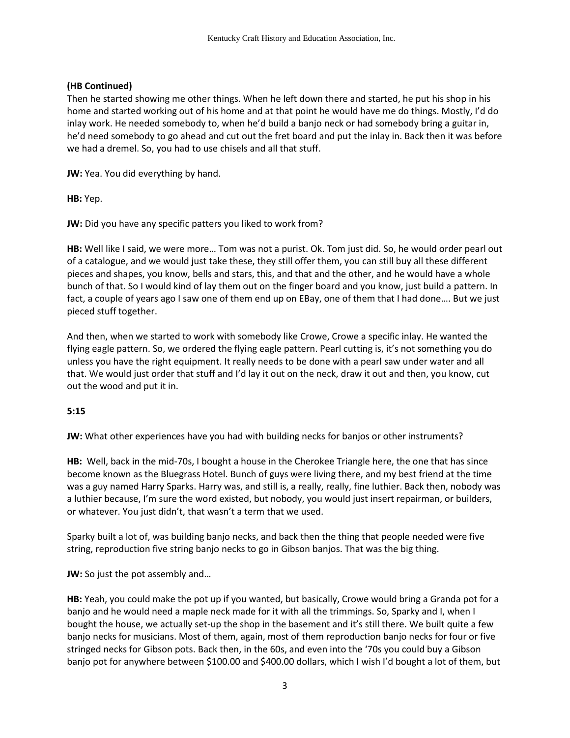**(HB Continued)**
Then he started showing me other things. When he left down there and started, he put his shop in his home and started working out of his home and at that point he would have me do things. Mostly, I'd do inlay work. He needed somebody to, when he'd build a banjo neck or had somebody bring a guitar in, he'd need somebody to go ahead and cut out the fret board and put the inlay in. Back then it was before we had a dremel. So, you had to use chisels and all that stuff.

**JW:** Yea. You did everything by hand.

**HB:** Yep.

**JW:** Did you have any specific patters you liked to work from?

**HB:** Well like I said, we were more… Tom was not a purist. Ok. Tom just did. So, he would order pearl out of a catalogue, and we would just take these, they still offer them, you can still buy all these different pieces and shapes, you know, bells and stars, this, and that and the other, and he would have a whole bunch of that. So I would kind of lay them out on the finger board and you know, just build a pattern. In fact, a couple of years ago I saw one of them end up on EBay, one of them that I had done…. But we just pieced stuff together.

And then, when we started to work with somebody like Crowe, Crowe a specific inlay. He wanted the flying eagle pattern. So, we ordered the flying eagle pattern. Pearl cutting is, it's not something you do unless you have the right equipment. It really needs to be done with a pearl saw under water and all that. We would just order that stuff and I'd lay it out on the neck, draw it out and then, you know, cut out the wood and put it in.

**5:15**

**JW:** What other experiences have you had with building necks for banjos or other instruments?

**HB:** Well, back in the mid-70s, I bought a house in the Cherokee Triangle here, the one that has since become known as the Bluegrass Hotel. Bunch of guys were living there, and my best friend at the time was a guy named Harry Sparks. Harry was, and still is, a really, really, fine luthier. Back then, nobody was a luthier because, I'm sure the word existed, but nobody, you would just insert repairman, or builders, or whatever. You just didn't, that wasn't a term that we used.

Sparky built a lot of, was building banjo necks, and back then the thing that people needed were five string, reproduction five string banjo necks to go in Gibson banjos. That was the big thing.

**JW:** So just the pot assembly and…

**HB:** Yeah, you could make the pot up if you wanted, but basically, Crowe would bring a Granda pot for a banjo and he would need a maple neck made for it with all the trimmings. So, Sparky and I, when I bought the house, we actually set-up the shop in the basement and it's still there. We built quite a few banjo necks for musicians. Most of them, again, most of them reproduction banjo necks for four or five stringed necks for Gibson pots. Back then, in the 60s, and even into the '70s you could buy a Gibson banjo pot for anywhere between $100.00 and $400.00 dollars, which I wish I'd bought a lot of them, but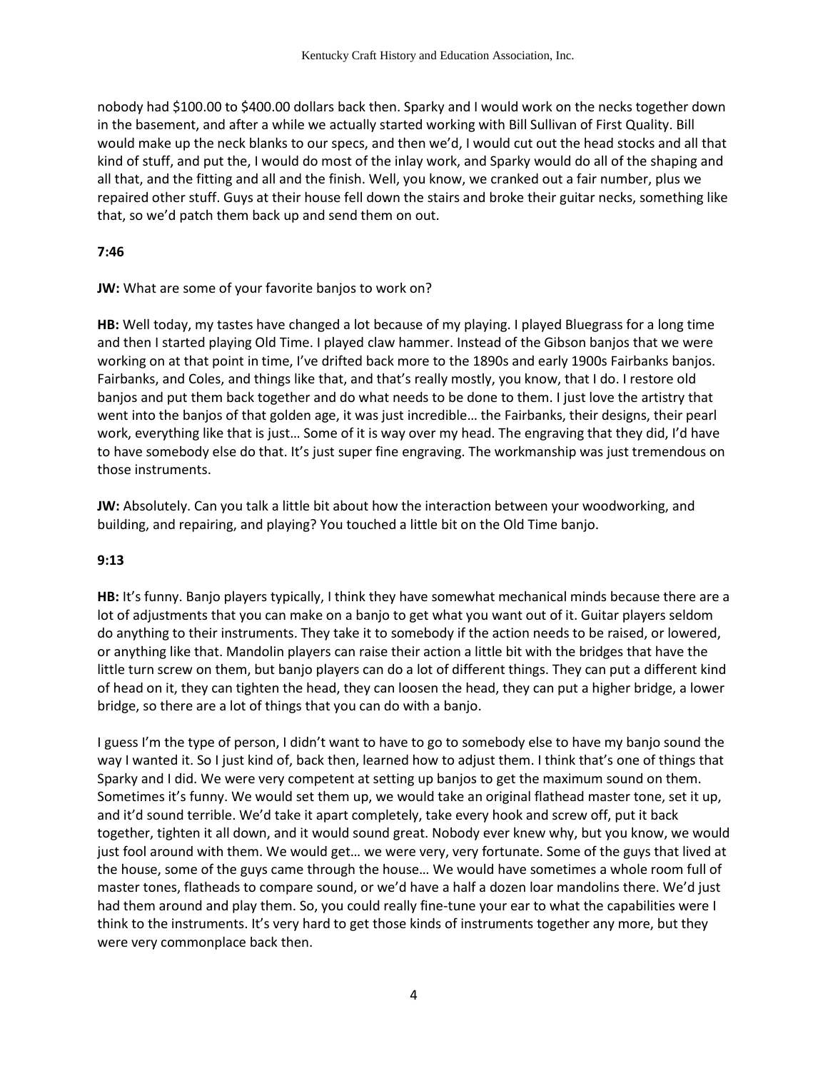nobody had $100.00 to $400.00 dollars back then. Sparky and I would work on the necks together down in the basement, and after a while we actually started working with Bill Sullivan of First Quality. Bill would make up the neck blanks to our specs, and then we'd, I would cut out the head stocks and all that kind of stuff, and put the, I would do most of the inlay work, and Sparky would do all of the shaping and all that, and the fitting and all and the finish. Well, you know, we cranked out a fair number, plus we repaired other stuff. Guys at their house fell down the stairs and broke their guitar necks, something like that, so we'd patch them back up and send them on out.

**7:46**

**JW:** What are some of your favorite banjos to work on?

**HB:** Well today, my tastes have changed a lot because of my playing. I played Bluegrass for a long time and then I started playing Old Time. I played claw hammer. Instead of the Gibson banjos that we were working on at that point in time, I've drifted back more to the 1890s and early 1900s Fairbanks banjos. Fairbanks, and Coles, and things like that, and that's really mostly, you know, that I do. I restore old banjos and put them back together and do what needs to be done to them. I just love the artistry that went into the banjos of that golden age, it was just incredible… the Fairbanks, their designs, their pearl work, everything like that is just… Some of it is way over my head. The engraving that they did, I'd have to have somebody else do that. It's just super fine engraving. The workmanship was just tremendous on those instruments.

**JW:** Absolutely. Can you talk a little bit about how the interaction between your woodworking, and building, and repairing, and playing? You touched a little bit on the Old Time banjo.

**9:13**

**HB:** It's funny. Banjo players typically, I think they have somewhat mechanical minds because there are a lot of adjustments that you can make on a banjo to get what you want out of it. Guitar players seldom do anything to their instruments. They take it to somebody if the action needs to be raised, or lowered, or anything like that. Mandolin players can raise their action a little bit with the bridges that have the little turn screw on them, but banjo players can do a lot of different things. They can put a different kind of head on it, they can tighten the head, they can loosen the head, they can put a higher bridge, a lower bridge, so there are a lot of things that you can do with a banjo.

I guess I'm the type of person, I didn't want to have to go to somebody else to have my banjo sound the way I wanted it. So I just kind of, back then, learned how to adjust them. I think that's one of things that Sparky and I did. We were very competent at setting up banjos to get the maximum sound on them. Sometimes it's funny. We would set them up, we would take an original flathead master tone, set it up, and it'd sound terrible. We'd take it apart completely, take every hook and screw off, put it back together, tighten it all down, and it would sound great. Nobody ever knew why, but you know, we would just fool around with them. We would get… we were very, very fortunate. Some of the guys that lived at the house, some of the guys came through the house… We would have sometimes a whole room full of master tones, flatheads to compare sound, or we'd have a half a dozen loar mandolins there. We'd just had them around and play them. So, you could really fine-tune your ear to what the capabilities were I think to the instruments. It's very hard to get those kinds of instruments together any more, but they were very commonplace back then.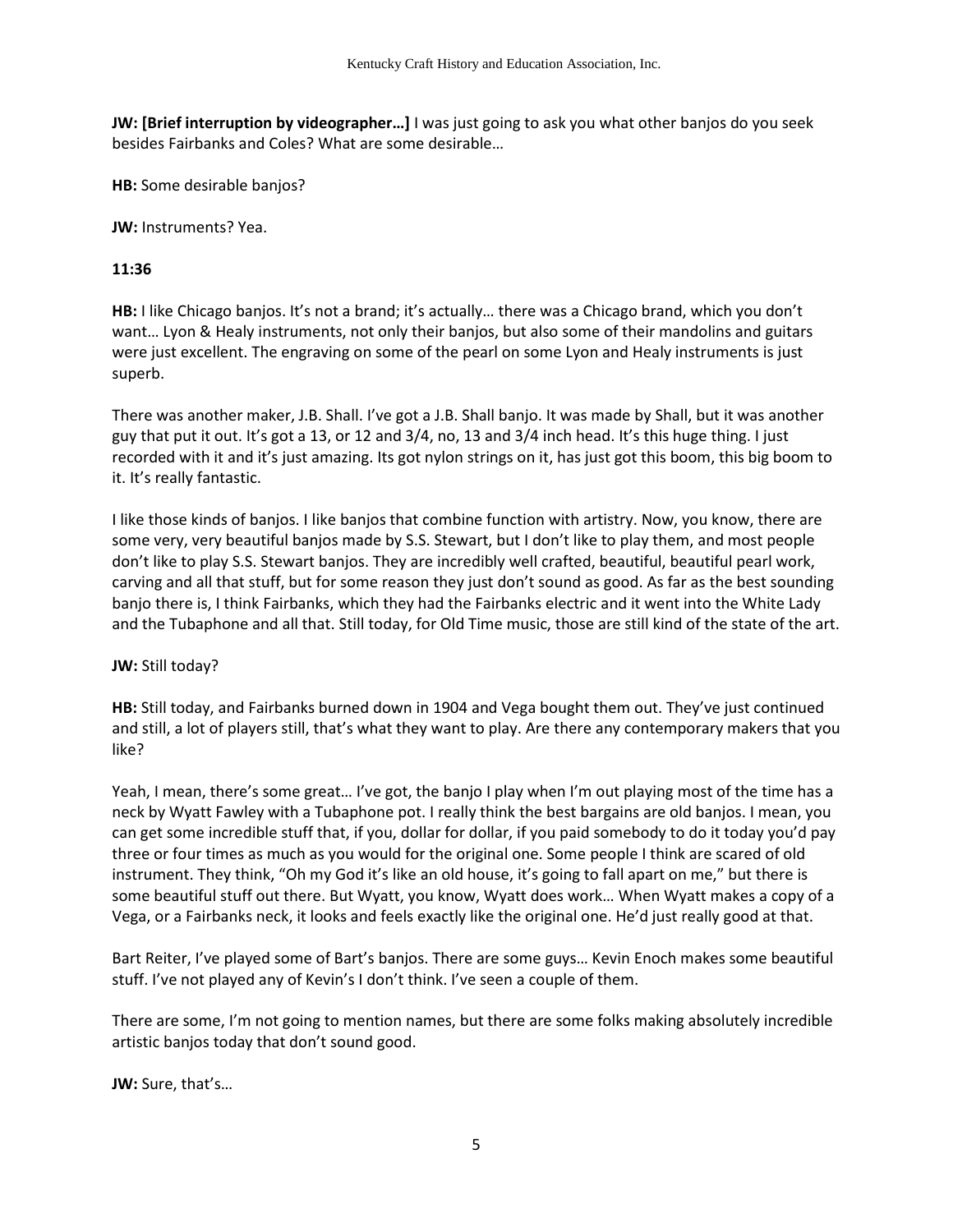**JW: [Brief interruption by videographer…]** I was just going to ask you what other banjos do you seek besides Fairbanks and Coles? What are some desirable…

**HB:** Some desirable banjos?

**JW:** Instruments? Yea.

**11:36**

**HB:** I like Chicago banjos. It's not a brand; it's actually… there was a Chicago brand, which you don't want… Lyon & Healy instruments, not only their banjos, but also some of their mandolins and guitars were just excellent. The engraving on some of the pearl on some Lyon and Healy instruments is just superb.

There was another maker, J.B. Shall. I've got a J.B. Shall banjo. It was made by Shall, but it was another guy that put it out. It's got a 13, or 12 and 3/4, no, 13 and 3/4 inch head. It's this huge thing. I just recorded with it and it's just amazing. Its got nylon strings on it, has just got this boom, this big boom to it. It's really fantastic.

I like those kinds of banjos. I like banjos that combine function with artistry. Now, you know, there are some very, very beautiful banjos made by S.S. Stewart, but I don't like to play them, and most people don't like to play S.S. Stewart banjos. They are incredibly well crafted, beautiful, beautiful pearl work, carving and all that stuff, but for some reason they just don't sound as good. As far as the best sounding banjo there is, I think Fairbanks, which they had the Fairbanks electric and it went into the White Lady and the Tubaphone and all that. Still today, for Old Time music, those are still kind of the state of the art.

**JW:** Still today?

**HB:** Still today, and Fairbanks burned down in 1904 and Vega bought them out. They've just continued and still, a lot of players still, that's what they want to play. Are there any contemporary makers that you like?

Yeah, I mean, there's some great… I've got, the banjo I play when I'm out playing most of the time has a neck by Wyatt Fawley with a Tubaphone pot. I really think the best bargains are old banjos. I mean, you can get some incredible stuff that, if you, dollar for dollar, if you paid somebody to do it today you'd pay three or four times as much as you would for the original one. Some people I think are scared of old instrument. They think, "Oh my God it's like an old house, it's going to fall apart on me," but there is some beautiful stuff out there. But Wyatt, you know, Wyatt does work… When Wyatt makes a copy of a Vega, or a Fairbanks neck, it looks and feels exactly like the original one. He'd just really good at that.

Bart Reiter, I've played some of Bart's banjos. There are some guys… Kevin Enoch makes some beautiful stuff. I've not played any of Kevin's I don't think. I've seen a couple of them.

There are some, I'm not going to mention names, but there are some folks making absolutely incredible artistic banjos today that don't sound good.

**JW:** Sure, that's…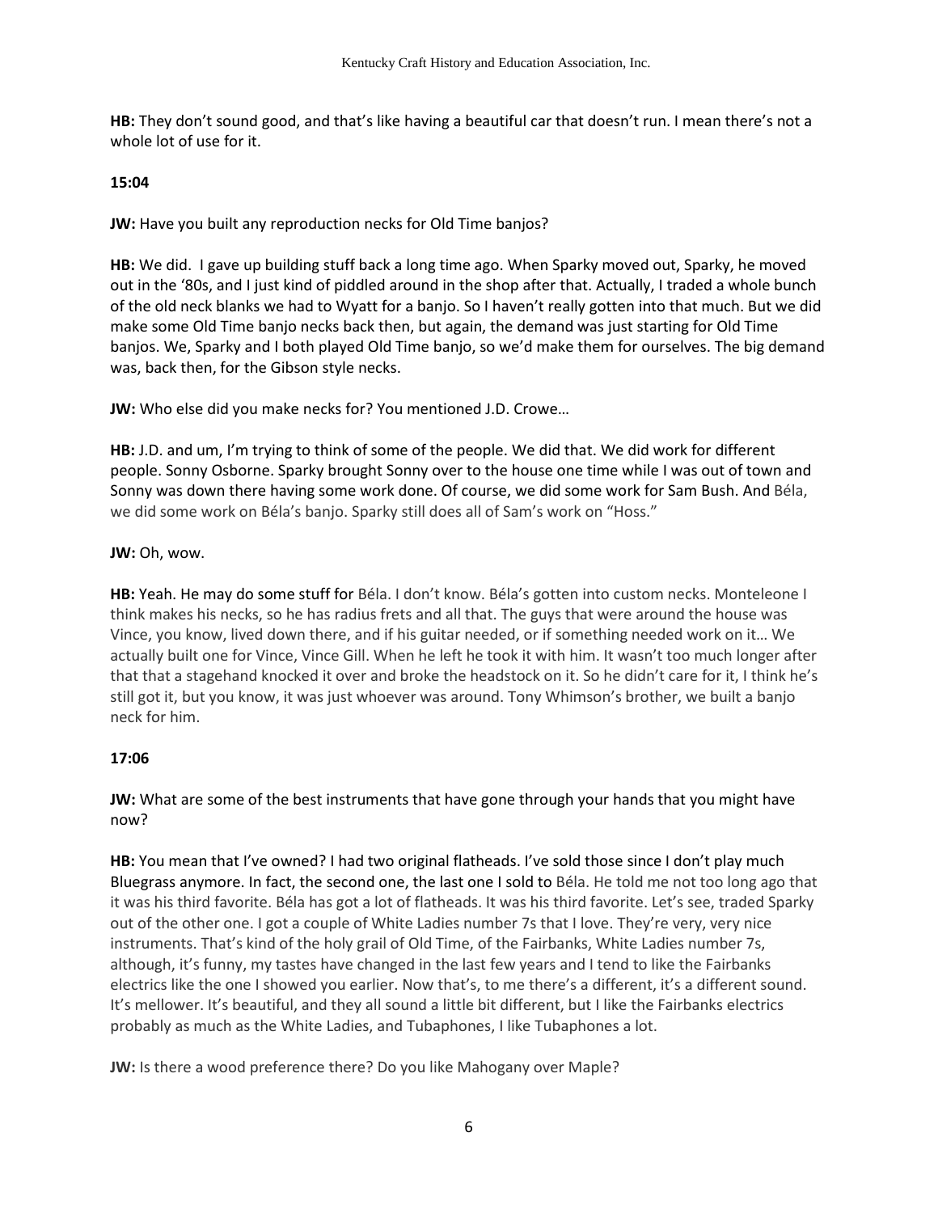**HB:** They don't sound good, and that's like having a beautiful car that doesn't run. I mean there's not a whole lot of use for it.

**15:04**

**JW:** Have you built any reproduction necks for Old Time banjos?

**HB:** We did. I gave up building stuff back a long time ago. When Sparky moved out, Sparky, he moved out in the '80s, and I just kind of piddled around in the shop after that. Actually, I traded a whole bunch of the old neck blanks we had to Wyatt for a banjo. So I haven't really gotten into that much. But we did make some Old Time banjo necks back then, but again, the demand was just starting for Old Time banjos. We, Sparky and I both played Old Time banjo, so we'd make them for ourselves. The big demand was, back then, for the Gibson style necks.

**JW:** Who else did you make necks for? You mentioned J.D. Crowe…

**HB:** J.D. and um, I'm trying to think of some of the people. We did that. We did work for different people. Sonny Osborne. Sparky brought Sonny over to the house one time while I was out of town and Sonny was down there having some work done. Of course, we did some work for Sam Bush. And Béla, we did some work on Béla's banjo. Sparky still does all of Sam's work on "Hoss."

**JW:** Oh, wow.

**HB:** Yeah. He may do some stuff for Béla. I don't know. Béla's gotten into custom necks. Monteleone I think makes his necks, so he has radius frets and all that. The guys that were around the house was Vince, you know, lived down there, and if his guitar needed, or if something needed work on it… We actually built one for Vince, Vince Gill. When he left he took it with him. It wasn't too much longer after that that a stagehand knocked it over and broke the headstock on it. So he didn't care for it, I think he's still got it, but you know, it was just whoever was around. Tony Whimson's brother, we built a banjo neck for him.

**17:06**

**JW:** What are some of the best instruments that have gone through your hands that you might have now?

**HB:** You mean that I've owned? I had two original flatheads. I've sold those since I don't play much Bluegrass anymore. In fact, the second one, the last one I sold to Béla. He told me not too long ago that it was his third favorite. Béla has got a lot of flatheads. It was his third favorite. Let's see, traded Sparky out of the other one. I got a couple of White Ladies number 7s that I love. They're very, very nice instruments. That's kind of the holy grail of Old Time, of the Fairbanks, White Ladies number 7s, although, it's funny, my tastes have changed in the last few years and I tend to like the Fairbanks electrics like the one I showed you earlier. Now that's, to me there's a different, it's a different sound. It's mellower. It's beautiful, and they all sound a little bit different, but I like the Fairbanks electrics probably as much as the White Ladies, and Tubaphones, I like Tubaphones a lot.

**JW:** Is there a wood preference there? Do you like Mahogany over Maple?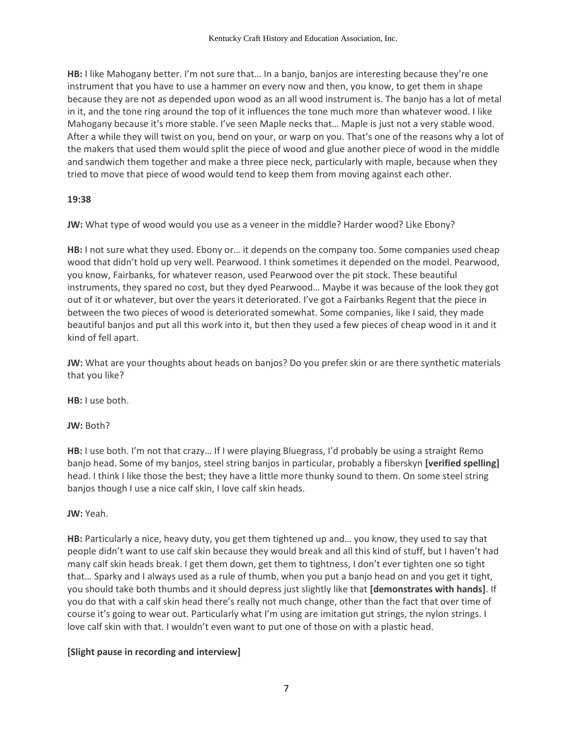**HB:** I like Mahogany better. I'm not sure that… In a banjo, banjos are interesting because they're one instrument that you have to use a hammer on every now and then, you know, to get them in shape because they are not as depended upon wood as an all wood instrument is. The banjo has a lot of metal in it, and the tone ring around the top of it influences the tone much more than whatever wood. I like Mahogany because it's more stable. I've seen Maple necks that… Maple is just not a very stable wood. After a while they will twist on you, bend on your, or warp on you. That's one of the reasons why a lot of the makers that used them would split the piece of wood and glue another piece of wood in the middle and sandwich them together and make a three piece neck, particularly with maple, because when they tried to move that piece of wood would tend to keep them from moving against each other.

**19:38**

**JW:** What type of wood would you use as a veneer in the middle? Harder wood? Like Ebony?

**HB:** I not sure what they used. Ebony or… it depends on the company too. Some companies used cheap wood that didn't hold up very well. Pearwood. I think sometimes it depended on the model. Pearwood, you know, Fairbanks, for whatever reason, used Pearwood over the pit stock. These beautiful instruments, they spared no cost, but they dyed Pearwood… Maybe it was because of the look they got out of it or whatever, but over the years it deteriorated. I've got a Fairbanks Regent that the piece in between the two pieces of wood is deteriorated somewhat. Some companies, like I said, they made beautiful banjos and put all this work into it, but then they used a few pieces of cheap wood in it and it kind of fell apart.

**JW:** What are your thoughts about heads on banjos? Do you prefer skin or are there synthetic materials that you like?

**HB:** I use both.

**JW:** Both?

**HB:** I use both. I'm not that crazy… If I were playing Bluegrass, I'd probably be using a straight Remo banjo head. Some of my banjos, steel string banjos in particular, probably a fiberskyn **[verified spelling]** head. I think I like those the best; they have a little more thunky sound to them. On some steel string banjos though I use a nice calf skin, I love calf skin heads.

**JW:** Yeah.

**HB:** Particularly a nice, heavy duty, you get them tightened up and… you know, they used to say that people didn't want to use calf skin because they would break and all this kind of stuff, but I haven't had many calf skin heads break. I get them down, get them to tightness, I don't ever tighten one so tight that… Sparky and I always used as a rule of thumb, when you put a banjo head on and you get it tight, you should take both thumbs and it should depress just slightly like that **[demonstrates with hands]**. If you do that with a calf skin head there's really not much change, other than the fact that over time of course it's going to wear out. Particularly what I'm using are imitation gut strings, the nylon strings. I love calf skin with that. I wouldn't even want to put one of those on with a plastic head.

**[Slight pause in recording and interview]**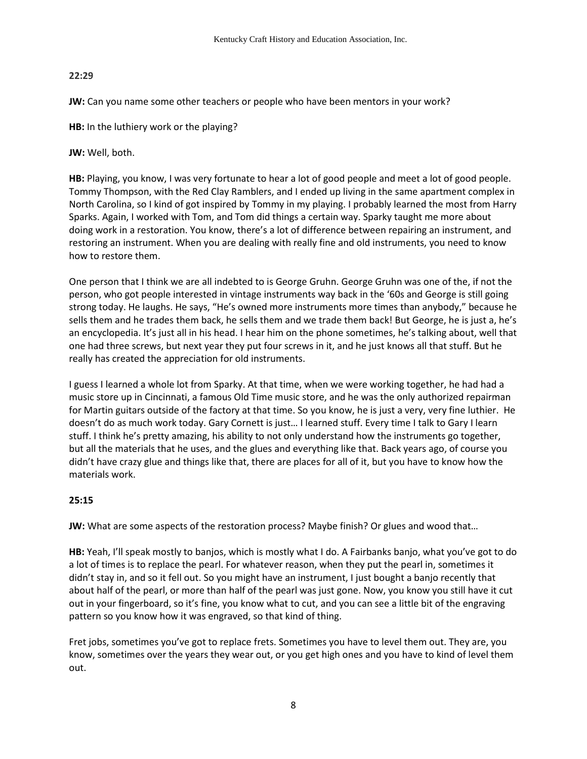**22:29**

**JW:** Can you name some other teachers or people who have been mentors in your work?

**HB:** In the luthiery work or the playing?

**JW:** Well, both.

**HB:** Playing, you know, I was very fortunate to hear a lot of good people and meet a lot of good people. Tommy Thompson, with the Red Clay Ramblers, and I ended up living in the same apartment complex in North Carolina, so I kind of got inspired by Tommy in my playing. I probably learned the most from Harry Sparks. Again, I worked with Tom, and Tom did things a certain way. Sparky taught me more about doing work in a restoration. You know, there's a lot of difference between repairing an instrument, and restoring an instrument. When you are dealing with really fine and old instruments, you need to know how to restore them.

One person that I think we are all indebted to is George Gruhn. George Gruhn was one of the, if not the person, who got people interested in vintage instruments way back in the '60s and George is still going strong today. He laughs. He says, "He's owned more instruments more times than anybody," because he sells them and he trades them back, he sells them and we trade them back! But George, he is just a, he's an encyclopedia. It's just all in his head. I hear him on the phone sometimes, he's talking about, well that one had three screws, but next year they put four screws in it, and he just knows all that stuff. But he really has created the appreciation for old instruments.

I guess I learned a whole lot from Sparky. At that time, when we were working together, he had had a music store up in Cincinnati, a famous Old Time music store, and he was the only authorized repairman for Martin guitars outside of the factory at that time. So you know, he is just a very, very fine luthier. He doesn't do as much work today. Gary Cornett is just… I learned stuff. Every time I talk to Gary I learn stuff. I think he's pretty amazing, his ability to not only understand how the instruments go together, but all the materials that he uses, and the glues and everything like that. Back years ago, of course you didn't have crazy glue and things like that, there are places for all of it, but you have to know how the materials work.

**25:15**

**JW:** What are some aspects of the restoration process? Maybe finish? Or glues and wood that…

**HB:** Yeah, I'll speak mostly to banjos, which is mostly what I do. A Fairbanks banjo, what you've got to do a lot of times is to replace the pearl. For whatever reason, when they put the pearl in, sometimes it didn't stay in, and so it fell out. So you might have an instrument, I just bought a banjo recently that about half of the pearl, or more than half of the pearl was just gone. Now, you know you still have it cut out in your fingerboard, so it's fine, you know what to cut, and you can see a little bit of the engraving pattern so you know how it was engraved, so that kind of thing.

Fret jobs, sometimes you've got to replace frets. Sometimes you have to level them out. They are, you know, sometimes over the years they wear out, or you get high ones and you have to kind of level them out.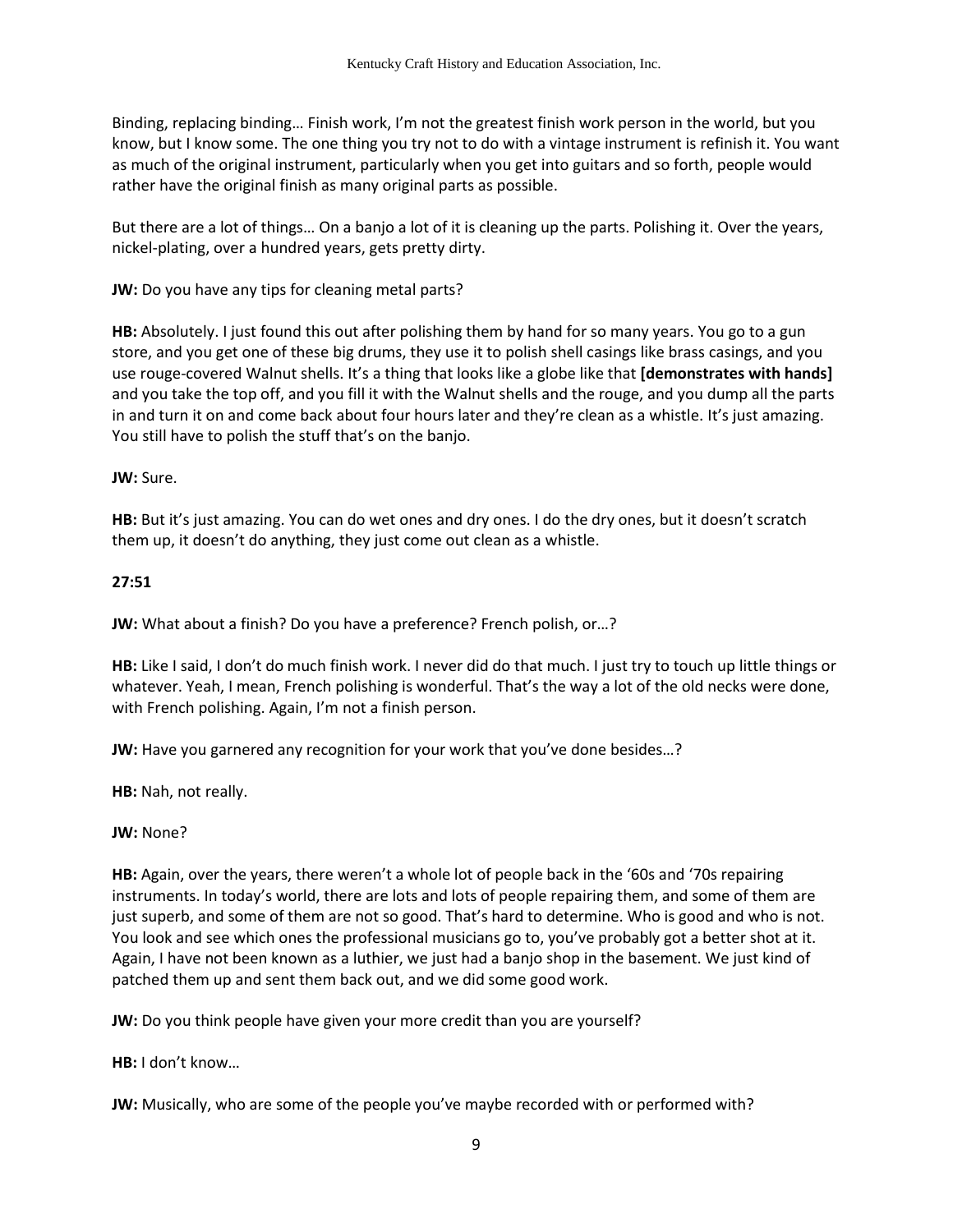Binding, replacing binding… Finish work, I'm not the greatest finish work person in the world, but you know, but I know some. The one thing you try not to do with a vintage instrument is refinish it. You want as much of the original instrument, particularly when you get into guitars and so forth, people would rather have the original finish as many original parts as possible.

But there are a lot of things… On a banjo a lot of it is cleaning up the parts. Polishing it. Over the years, nickel-plating, over a hundred years, gets pretty dirty.

**JW:** Do you have any tips for cleaning metal parts?

**HB:** Absolutely. I just found this out after polishing them by hand for so many years. You go to a gun store, and you get one of these big drums, they use it to polish shell casings like brass casings, and you use rouge-covered Walnut shells. It's a thing that looks like a globe like that **[demonstrates with hands]** and you take the top off, and you fill it with the Walnut shells and the rouge, and you dump all the parts in and turn it on and come back about four hours later and they're clean as a whistle. It's just amazing. You still have to polish the stuff that's on the banjo.

**JW:** Sure.

**HB:** But it's just amazing. You can do wet ones and dry ones. I do the dry ones, but it doesn't scratch them up, it doesn't do anything, they just come out clean as a whistle.

**27:51**

**JW:** What about a finish? Do you have a preference? French polish, or…?

**HB:** Like I said, I don't do much finish work. I never did do that much. I just try to touch up little things or whatever. Yeah, I mean, French polishing is wonderful. That's the way a lot of the old necks were done, with French polishing. Again, I'm not a finish person.

**JW:** Have you garnered any recognition for your work that you've done besides…?

**HB:** Nah, not really.

**JW:** None?

**HB:** Again, over the years, there weren't a whole lot of people back in the '60s and '70s repairing instruments. In today's world, there are lots and lots of people repairing them, and some of them are just superb, and some of them are not so good. That's hard to determine. Who is good and who is not. You look and see which ones the professional musicians go to, you've probably got a better shot at it. Again, I have not been known as a luthier, we just had a banjo shop in the basement. We just kind of patched them up and sent them back out, and we did some good work.

**JW:** Do you think people have given your more credit than you are yourself?

**HB:** I don't know…

**JW:** Musically, who are some of the people you've maybe recorded with or performed with?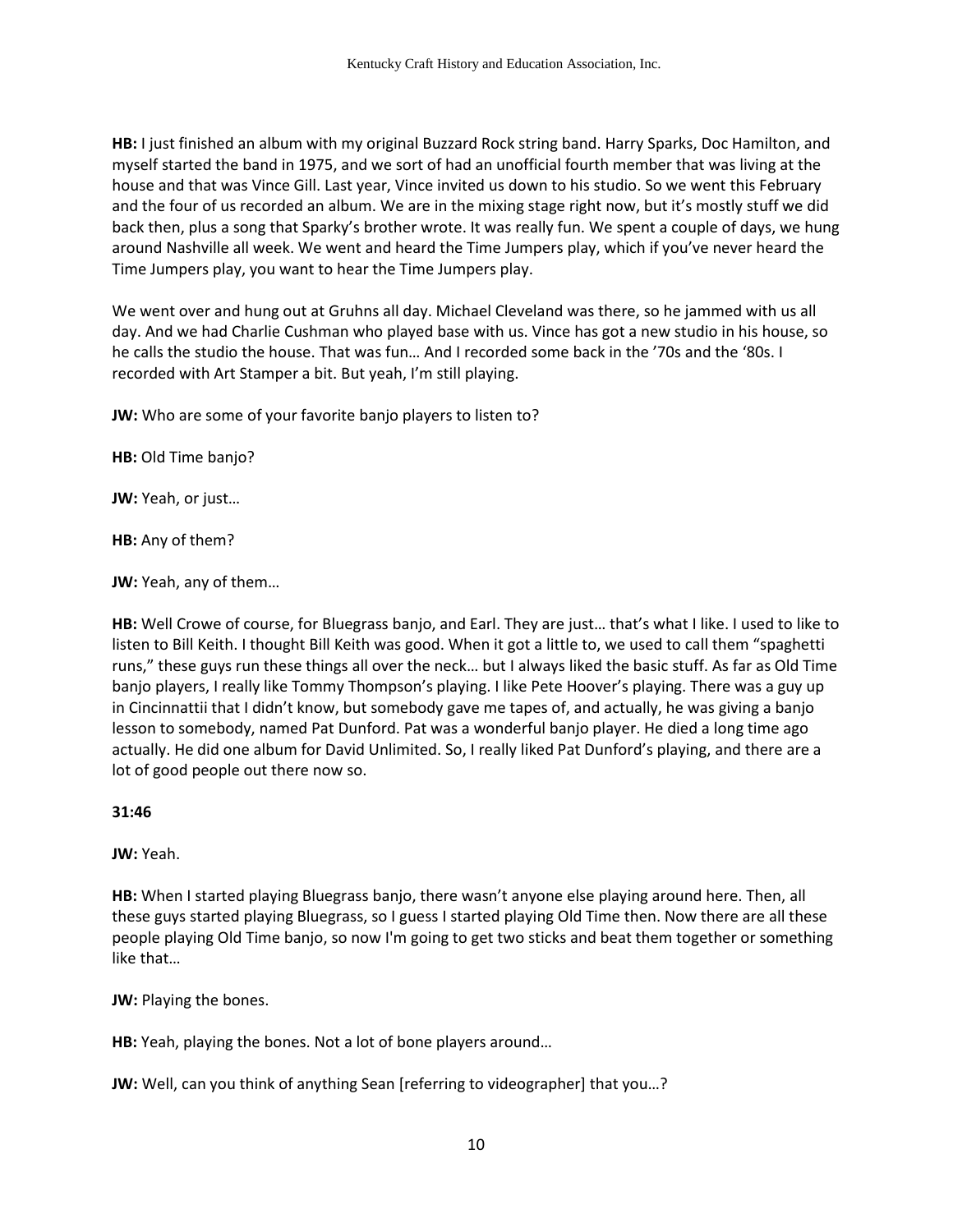**HB:** I just finished an album with my original Buzzard Rock string band. Harry Sparks, Doc Hamilton, and myself started the band in 1975, and we sort of had an unofficial fourth member that was living at the house and that was Vince Gill. Last year, Vince invited us down to his studio. So we went this February and the four of us recorded an album. We are in the mixing stage right now, but it's mostly stuff we did back then, plus a song that Sparky's brother wrote. It was really fun. We spent a couple of days, we hung around Nashville all week. We went and heard the Time Jumpers play, which if you've never heard the Time Jumpers play, you want to hear the Time Jumpers play.

We went over and hung out at Gruhns all day. Michael Cleveland was there, so he jammed with us all day. And we had Charlie Cushman who played base with us. Vince has got a new studio in his house, so he calls the studio the house. That was fun… And I recorded some back in the '70s and the '80s. I recorded with Art Stamper a bit. But yeah, I'm still playing.

**JW:** Who are some of your favorite banjo players to listen to?

**HB:** Old Time banjo?

**JW:** Yeah, or just…

**HB:** Any of them?

**JW:** Yeah, any of them…

**HB:** Well Crowe of course, for Bluegrass banjo, and Earl. They are just… that's what I like. I used to like to listen to Bill Keith. I thought Bill Keith was good. When it got a little to, we used to call them "spaghetti runs," these guys run these things all over the neck… but I always liked the basic stuff. As far as Old Time banjo players, I really like Tommy Thompson's playing. I like Pete Hoover's playing. There was a guy up in Cincinnattii that I didn't know, but somebody gave me tapes of, and actually, he was giving a banjo lesson to somebody, named Pat Dunford. Pat was a wonderful banjo player. He died a long time ago actually. He did one album for David Unlimited. So, I really liked Pat Dunford's playing, and there are a lot of good people out there now so.

**31:46**

**JW:** Yeah.

**HB:** When I started playing Bluegrass banjo, there wasn't anyone else playing around here. Then, all these guys started playing Bluegrass, so I guess I started playing Old Time then. Now there are all these people playing Old Time banjo, so now I'm going to get two sticks and beat them together or something like that…

**JW:** Playing the bones.

**HB:** Yeah, playing the bones. Not a lot of bone players around…

**JW:** Well, can you think of anything Sean [referring to videographer] that you…?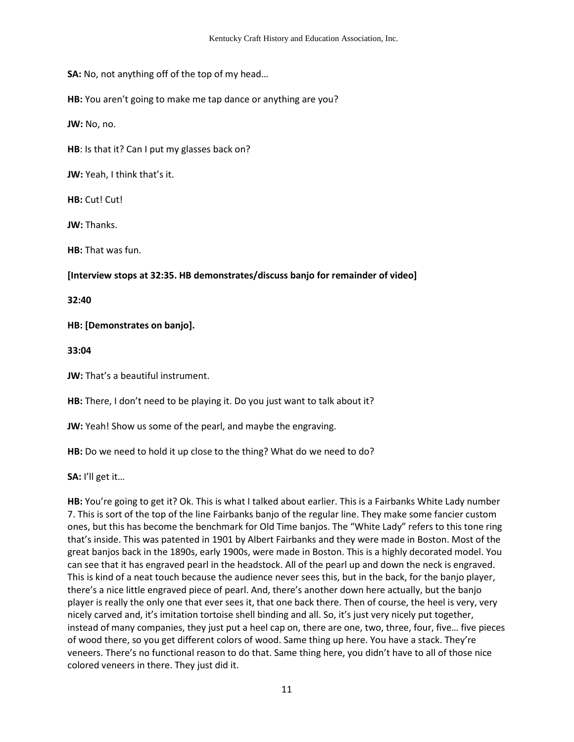**SA:** No, not anything off of the top of my head…

**HB:** You aren't going to make me tap dance or anything are you?

**JW:** No, no.

**HB**: Is that it? Can I put my glasses back on?

**JW:** Yeah, I think that's it.

**HB:** Cut! Cut!

**JW:** Thanks.

**HB:** That was fun.

**[Interview stops at 32:35. HB demonstrates/discuss banjo for remainder of video]**

**32:40**

**HB: [Demonstrates on banjo].**

**33:04**

**JW:** That's a beautiful instrument.

**HB:** There, I don't need to be playing it. Do you just want to talk about it?

**JW:** Yeah! Show us some of the pearl, and maybe the engraving.

**HB:** Do we need to hold it up close to the thing? What do we need to do?

**SA:** I'll get it…

**HB:** You're going to get it? Ok. This is what I talked about earlier. This is a Fairbanks White Lady number 7. This is sort of the top of the line Fairbanks banjo of the regular line. They make some fancier custom ones, but this has become the benchmark for Old Time banjos. The "White Lady" refers to this tone ring that's inside. This was patented in 1901 by Albert Fairbanks and they were made in Boston. Most of the great banjos back in the 1890s, early 1900s, were made in Boston. This is a highly decorated model. You can see that it has engraved pearl in the headstock. All of the pearl up and down the neck is engraved. This is kind of a neat touch because the audience never sees this, but in the back, for the banjo player, there's a nice little engraved piece of pearl. And, there's another down here actually, but the banjo player is really the only one that ever sees it, that one back there. Then of course, the heel is very, very nicely carved and, it's imitation tortoise shell binding and all. So, it's just very nicely put together, instead of many companies, they just put a heel cap on, there are one, two, three, four, five… five pieces of wood there, so you get different colors of wood. Same thing up here. You have a stack. They're veneers. There's no functional reason to do that. Same thing here, you didn't have to all of those nice colored veneers in there. They just did it.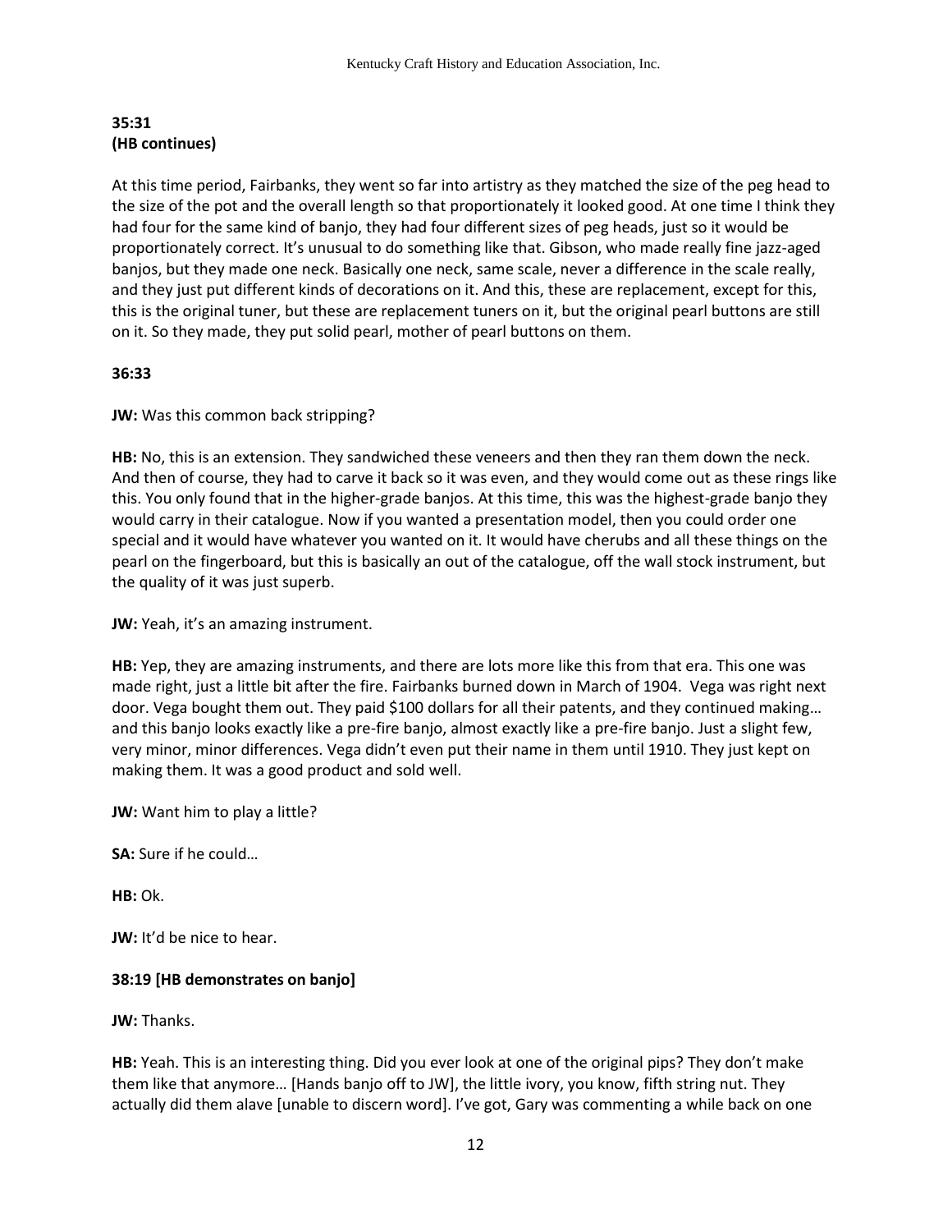**35:31**
**(HB continues)**

At this time period, Fairbanks, they went so far into artistry as they matched the size of the peg head to the size of the pot and the overall length so that proportionately it looked good. At one time I think they had four for the same kind of banjo, they had four different sizes of peg heads, just so it would be proportionately correct. It's unusual to do something like that. Gibson, who made really fine jazz-aged banjos, but they made one neck. Basically one neck, same scale, never a difference in the scale really, and they just put different kinds of decorations on it. And this, these are replacement, except for this, this is the original tuner, but these are replacement tuners on it, but the original pearl buttons are still on it. So they made, they put solid pearl, mother of pearl buttons on them.

**36:33**

**JW:** Was this common back stripping?

**HB:** No, this is an extension. They sandwiched these veneers and then they ran them down the neck. And then of course, they had to carve it back so it was even, and they would come out as these rings like this. You only found that in the higher-grade banjos. At this time, this was the highest-grade banjo they would carry in their catalogue. Now if you wanted a presentation model, then you could order one special and it would have whatever you wanted on it. It would have cherubs and all these things on the pearl on the fingerboard, but this is basically an out of the catalogue, off the wall stock instrument, but the quality of it was just superb.

**JW:** Yeah, it's an amazing instrument.

**HB:** Yep, they are amazing instruments, and there are lots more like this from that era. This one was made right, just a little bit after the fire. Fairbanks burned down in March of 1904. Vega was right next door. Vega bought them out. They paid $100 dollars for all their patents, and they continued making… and this banjo looks exactly like a pre-fire banjo, almost exactly like a pre-fire banjo. Just a slight few, very minor, minor differences. Vega didn't even put their name in them until 1910. They just kept on making them. It was a good product and sold well.

**JW:** Want him to play a little?

**SA:** Sure if he could…

**HB:** Ok.

**JW:** It'd be nice to hear.

**38:19 [HB demonstrates on banjo]**

**JW:** Thanks.

**HB:** Yeah. This is an interesting thing. Did you ever look at one of the original pips? They don't make them like that anymore… [Hands banjo off to JW], the little ivory, you know, fifth string nut. They actually did them alave [unable to discern word]. I've got, Gary was commenting a while back on one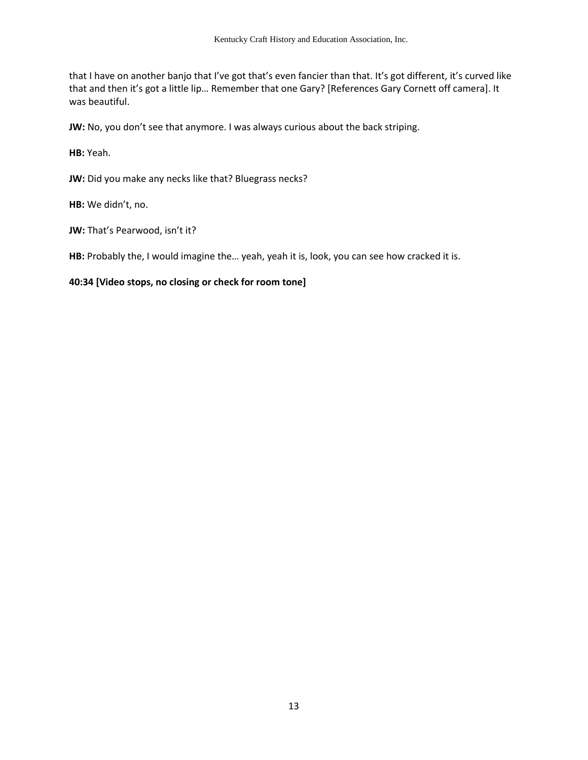that I have on another banjo that I've got that's even fancier than that. It's got different, it's curved like that and then it's got a little lip… Remember that one Gary? [References Gary Cornett off camera]. It was beautiful.

**JW:** No, you don't see that anymore. I was always curious about the back striping.

**HB:** Yeah.

**JW:** Did you make any necks like that? Bluegrass necks?

**HB:** We didn't, no.

**JW:** That's Pearwood, isn't it?

**HB:** Probably the, I would imagine the… yeah, yeah it is, look, you can see how cracked it is.

**40:34 [Video stops, no closing or check for room tone]**